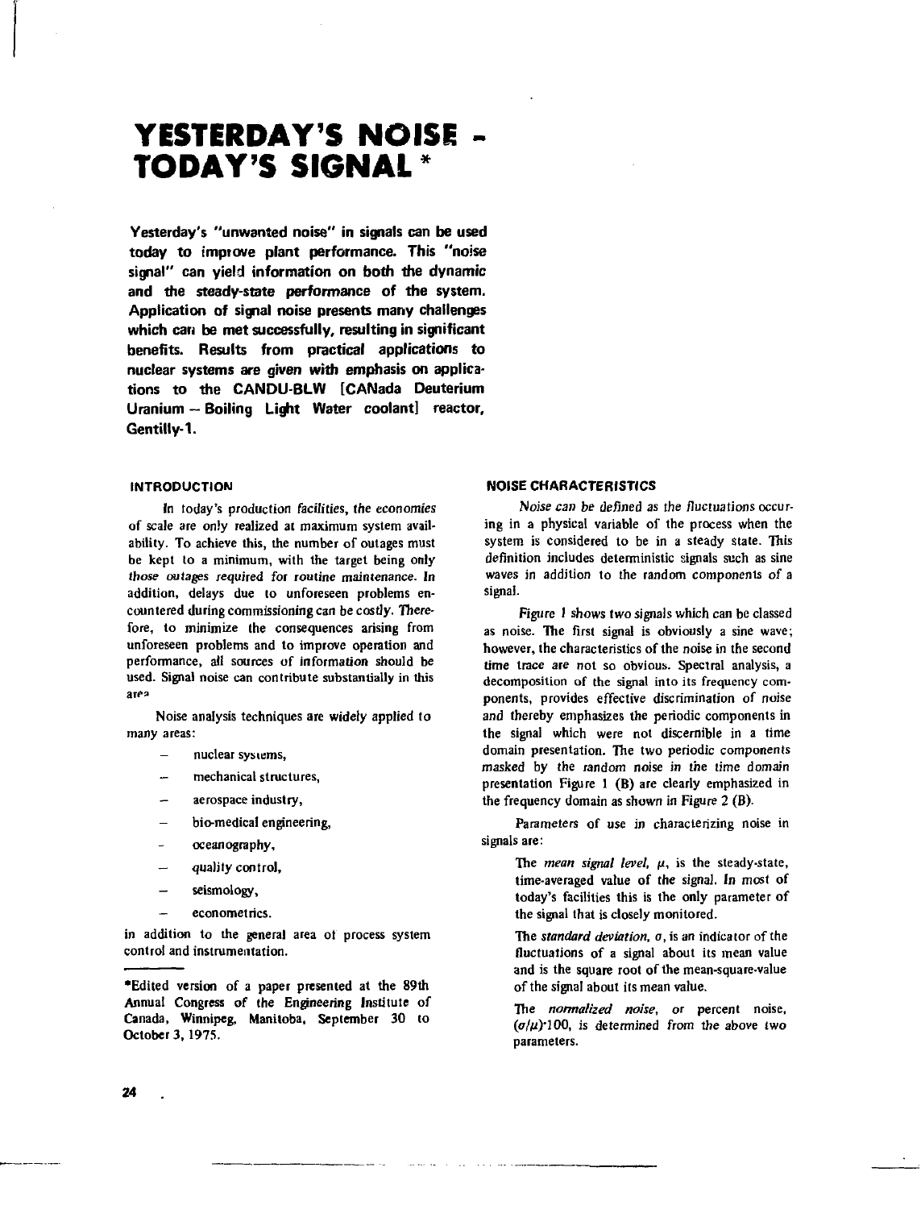# YESTERDAY'S NOISE - TODAY'S SIGNAL *

**Yesterday's "unwanted noise" in signals can be used today to improve plant performance. This "noise signal" can yield information on both the dynamic and the steady-state performance of the system. Application of signal noise presents many challenges which can be met successfully, resulting in significant benefits. Results from practical applications to nuclear systems are given with emphasis on applications to the CANDU-BLW [CANada Deuterium Uranium – Boiling Light Water coolant] reactor, Gentilly-1.**

## INTRODUCTION

In today's production facilities, the economies of scale are only realized at maximum system availability. To achieve this, the number of outages must be kept to a minimum, with the target being only those outages required for routine maintenance. In addition, delays due to unforeseen problems encountered during commissioning can be costly. Therefore, to minimize the consequences arising from unforeseen problems and to improve operation and performance, all sources of information should be used. Signal noise can contribute substantially in this area.

Noise analysis techniques are widely applied to many areas:

- nuclear systems,
- mechanical structures,
- aerospace industry,
- bio-medical engineering,
- oceanography,
- quality control,
- seismology,
- econometrics.

in addition to the general area of process system control and instrumentation.

*Edited version of a paper presented at the 89th Annual Congress of the Engineering Institute of Canada, Winnipeg, Manitoba, September 30 to October 3, 1975.

## NOISE CHARACTERISTICS

*Noise can be defined as the fluctuations occurring in a physical variable of the process when the system is considered to be in a steady state.* This definition includes deterministic signals such as sine waves in addition to the random components of a signal.

Figure 1 shows two signals which can be classed as noise. The first signal is obviously a sine wave; however, the characteristics of the noise in the second time trace are not so obvious. Spectral analysis, a decomposition of the signal into its frequency components, provides effective discrimination of noise and thereby emphasizes the periodic components in the signal which were not discernible in a time domain presentation. The two periodic components masked by the random noise in the time domain presentation Figure 1 (B) are clearly emphasized in the frequency domain as shown in Figure 2 (B).

Parameters of use in characterizing noise in signals are:

The *mean signal level*, $\mu$, is the steady-state, time-averaged value of the signal. In most of today's facilities this is the only parameter of the signal that is closely monitored.

The *standard deviation*, $\sigma$, is an indicator of the fluctuations of a signal about its mean value and is the square root of the mean-square-value of the signal about its mean value.

The *normalized noise*, or percent noise, $(\sigma/\mu)\cdot 100$, is determined from the above two parameters.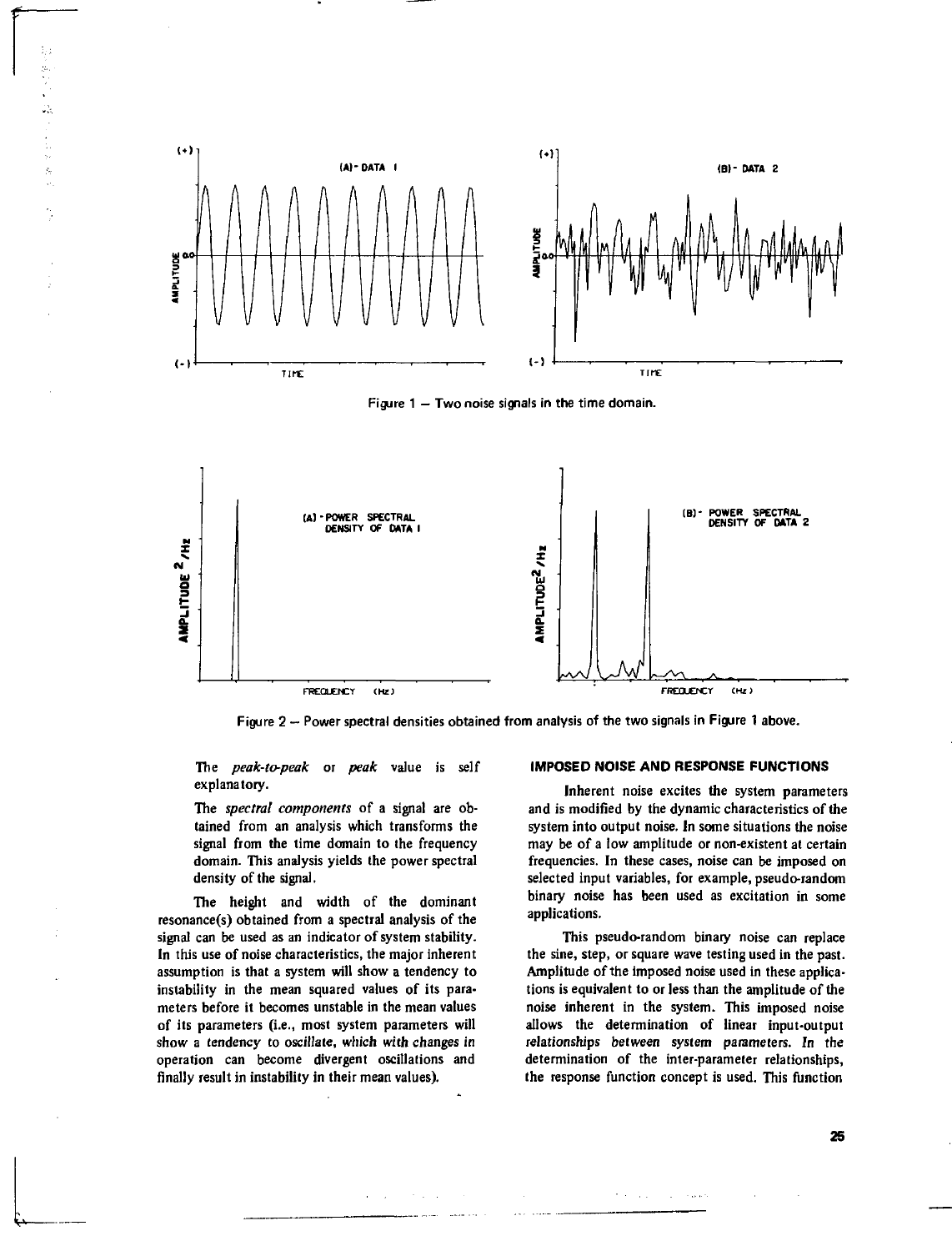Figure 1 — Two noise signals in the time domain.

Figure 2 — Power spectral densities obtained from analysis of the two signals in Figure 1 above.

The *peak-to-peak* or *peak* value is self explanatory.

The *spectral components* of a signal are obtained from an analysis which transforms the signal from the time domain to the frequency domain. This analysis yields the power spectral density of the signal.

The height and width of the dominant resonance(s) obtained from a spectral analysis of the signal can be used as an indicator of system stability. In this use of noise characteristics, the major inherent assumption is that a system will show a tendency to instability in the mean squared values of its parameters before it becomes unstable in the mean values of its parameters (i.e., most system parameters will show a tendency to oscillate, which with changes in operation can become divergent oscillations and finally result in instability in their mean values).

## IMPOSED NOISE AND RESPONSE FUNCTIONS

Inherent noise excites the system parameters and is modified by the dynamic characteristics of the system into output noise. In some situations the noise may be of a low amplitude or non-existent at certain frequencies. In these cases, noise can be imposed on selected input variables, for example, pseudo-random binary noise has been used as excitation in some applications.

This pseudo-random binary noise can replace the sine, step, or square wave testing used in the past. Amplitude of the imposed noise used in these applications is equivalent to or less than the amplitude of the noise inherent in the system. This imposed noise allows the determination of linear input-output relationships between system parameters. In the determination of the inter-parameter relationships, the response function concept is used. This function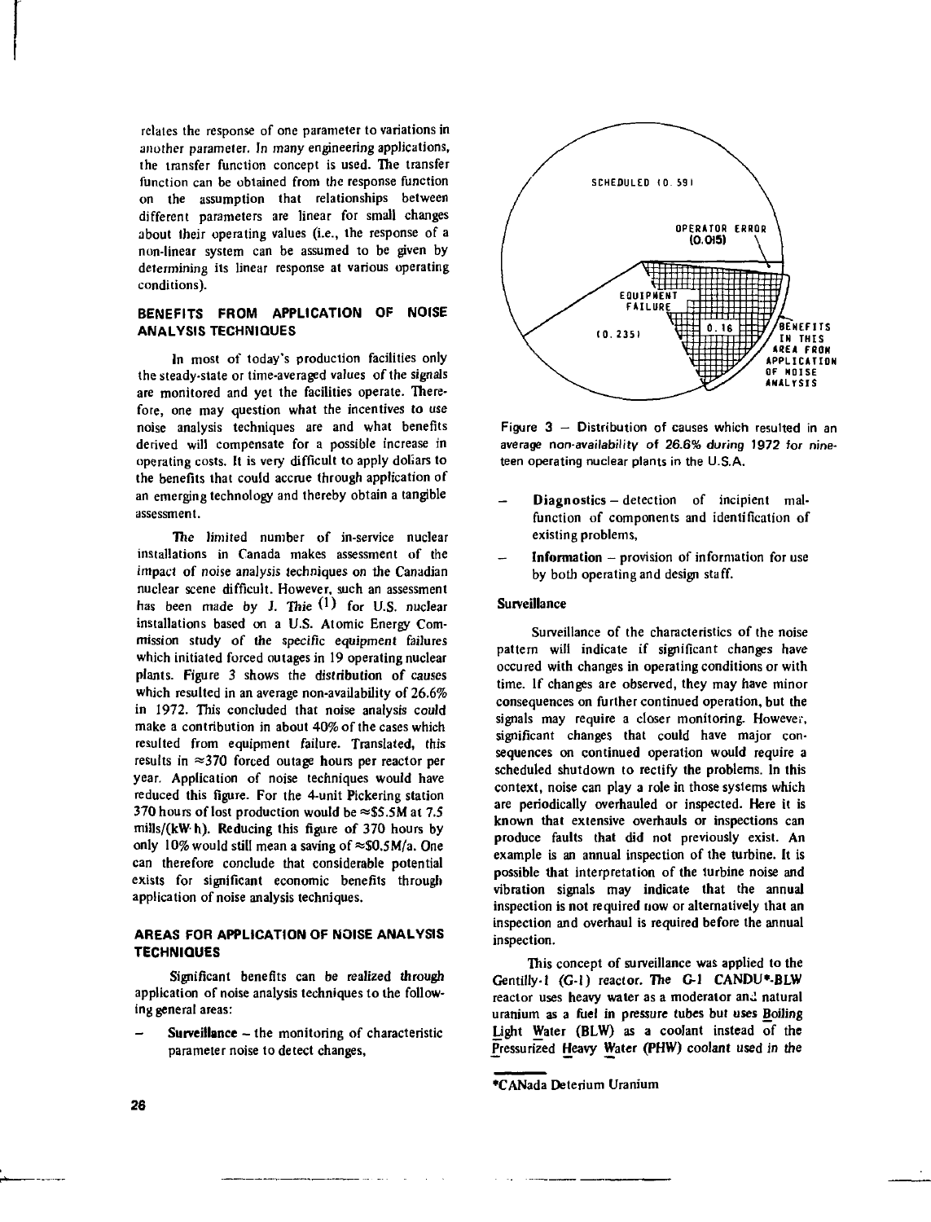relates the response of one parameter to variations in another parameter. In many engineering applications, the transfer function concept is used. The transfer function can be obtained from the response function on the assumption that relationships between different parameters are linear for small changes about their operating values (i.e., the response of a non-linear system can be assumed to be given by determining its linear response at various operating conditions).

### BENEFITS FROM APPLICATION OF NOISE ANALYSIS TECHNIQUES

In most of today's production facilities only the steady-state or time-averaged values of the signals are monitored and yet the facilities operate. Therefore, one may question what the incentives to use noise analysis techniques are and what benefits derived will compensate for a possible increase in operating costs. It is very difficult to apply dollars to the benefits that could accrue through application of an emerging technology and thereby obtain a tangible assessment.

The limited number of in-service nuclear installations in Canada makes assessment of the impact of noise analysis techniques on the Canadian nuclear scene difficult. However, such an assessment has been made by J. Thie [1] for U.S. nuclear installations based on a U.S. Atomic Energy Commission study of the specific equipment failures which initiated forced outages in 19 operating nuclear plants. Figure 3 shows the distribution of causes which resulted in an average non-availability of 26.6% in 1972. This concluded that noise analysis could make a contribution in about 40% of the cases which resulted from equipment failure. Translated, this results in ≈370 forced outage hours per reactor per year. Application of noise techniques would have reduced this figure. For the 4-unit Pickering station 370 hours of lost production would be ≈\$5.5M at 7.5 mills/(kW·h). Reducing this figure of 370 hours by only 10% would still mean a saving of ≈\$0.5M/a. One can therefore conclude that considerable potential exists for significant economic benefits through application of noise analysis techniques.

### AREAS FOR APPLICATION OF NOISE ANALYSIS TECHNIQUES

Significant benefits can be realized through application of noise analysis techniques to the following general areas:

- **Surveillance** – the monitoring of characteristic parameter noise to detect changes,
- **Diagnostics** – detection of incipient malfunction of components and identification of existing problems,
- **Information** – provision of information for use by both operating and design staff.

SCHEDULED (0.59)
OPERATOR ERROR (0.015)
EQUIPMENT FAILURE (0.235)
0.16
BENEFITS IN THIS AREA FROM APPLICATION OF NOISE ANALYSIS

Figure 3 – Distribution of causes which resulted in an average non-availability of 26.6% during 1972 for nineteen operating nuclear plants in the U.S.A.

#### Surveillance

Surveillance of the characteristics of the noise pattern will indicate if significant changes have occured with changes in operating conditions or with time. If changes are observed, they may have minor consequences on further continued operation, but the signals may require a closer monitoring. However, significant changes that could have major consequences on continued operation would require a scheduled shutdown to rectify the problems. In this context, noise can play a role in those systems which are periodically overhauled or inspected. Here it is known that extensive overhauls or inspections can produce faults that did not previously exist. An example is an annual inspection of the turbine. It is possible that interpretation of the turbine noise and vibration signals may indicate that the annual inspection is not required now or alternatively that an inspection and overhaul is required before the annual inspection.

This concept of surveillance was applied to the Gentilly-1 (G-1) reactor. The G-1 CANDU*-BLW reactor uses heavy water as a moderator and natural uranium as a fuel in pressure tubes but uses Boiling Light Water (BLW) as a coolant instead of the Pressurized Heavy Water (PHW) coolant used in the

*CANada Deterium Uranium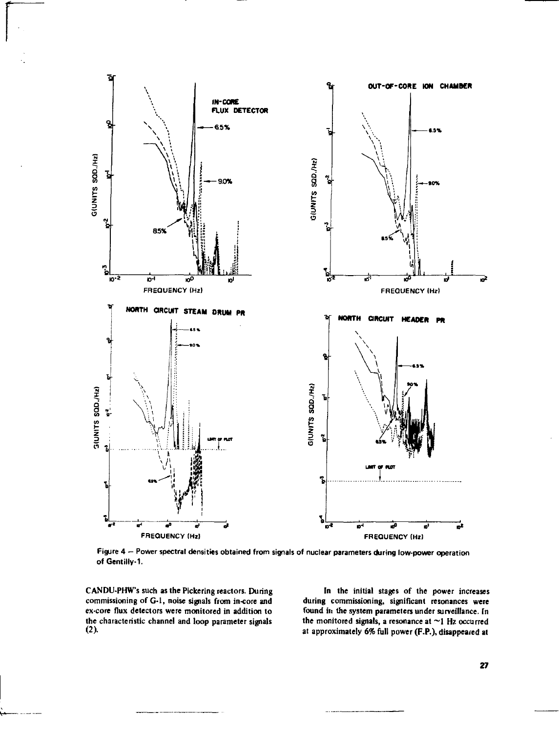Figure 4 – Power spectral densities obtained from signals of nuclear parameters during low-power operation of Gentilly-1.

CANDU-PHW's such as the Pickering reactors. During commissioning of G-1, noise signals from in-core and ex-core flux detectors were monitored in addition to the characteristic channel and loop parameter signals (2).

In the initial stages of the power increases during commissioning, significant resonances were found in the system parameters under surveillance. In the monitored signals, a resonance at ~1 Hz occurred at approximately 6% full power (F.P.), disappeared at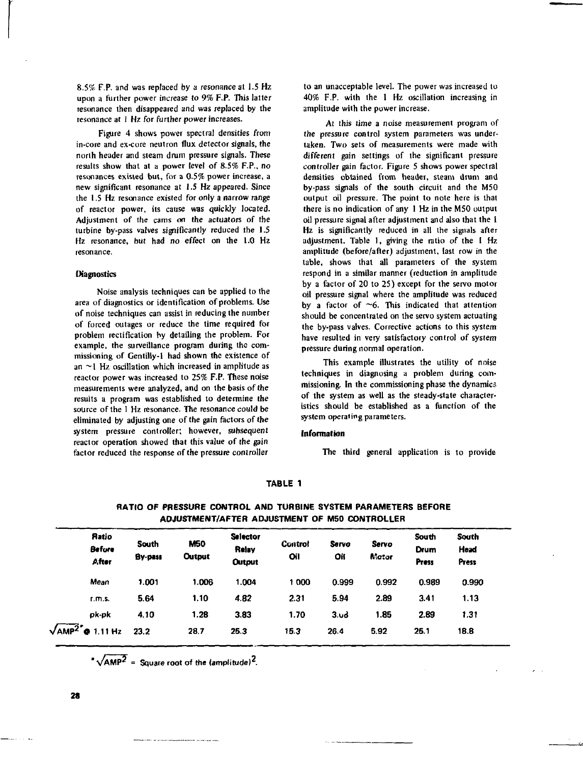8.5% F.P. and was replaced by a resonance at 1.5 Hz upon a further power increase to 9% F.P. This latter resonance then disappeared and was replaced by the resonance at 1 Hz for further power increases.

Figure 4 shows power spectral densities from in-core and ex-core neutron flux detector signals, the north header and steam drum pressure signals. These results show that at a power level of 8.5% F.P., no resonances existed but, for a 0.5% power increase, a new significant resonance at 1.5 Hz appeared. Since the 1.5 Hz resonance existed for only a narrow range of reactor power, its cause was quickly located. Adjustment of the cams on the actuators of the turbine by-pass valves significantly reduced the 1.5 Hz resonance, but had no effect on the 1.0 Hz resonance.

### Diagnostics

Noise analysis techniques can be applied to the area of diagnostics or identification of problems. Use of noise techniques can assist in reducing the number of forced outages or reduce the time required for problem rectification by detailing the problem. For example, the surveillance program during the commissioning of Gentilly-1 had shown the existence of an ~1 Hz oscillation which increased in amplitude as reactor power was increased to 25% F.P. These noise measurements were analyzed, and on the basis of the results a program was established to determine the source of the 1 Hz resonance. The resonance could be eliminated by adjusting one of the gain factors of the system pressure controller; however, subsequent reactor operation showed that this value of the gain factor reduced the response of the pressure controller to an unacceptable level. The power was increased to 40% F.P. with the 1 Hz oscillation increasing in amplitude with the power increase.

At this time a noise measurement program of the pressure control system parameters was undertaken. Two sets of measurements were made with different gain settings of the significant pressure controller gain factor. Figure 5 shows power spectral densities obtained from header, steam drum and by-pass signals of the south circuit and the M50 output oil pressure. The point to note here is that there is no indication of any 1 Hz in the M50 output oil pressure signal after adjustment and also that the 1 Hz is significantly reduced in all the signals after adjustment. Table 1, giving the ratio of the 1 Hz amplitude (before/after) adjustment, last row in the table, shows that all parameters of the system respond in a similar manner (reduction in amplitude by a factor of 20 to 25) except for the servo motor oil pressure signal where the amplitude was reduced by a factor of ~6. This indicated that attention should be concentrated on the servo system actuating the by-pass valves. Corrective actions to this system have resulted in very satisfactory control of system pressure during normal operation.

This example illustrates the utility of noise techniques in diagnosing a problem during commissioning. In the commissioning phase the dynamics of the system as well as the steady-state characteristics should be established as a function of the system operating parameters.

### Information

The third general application is to provide

**TABLE 1**

**RATIO OF PRESSURE CONTROL AND TURBINE SYSTEM PARAMETERS BEFORE ADJUSTMENT/AFTER ADJUSTMENT OF M50 CONTROLLER**

| Ratio Before After | South By-pass | M50 Output | Selector Relay Output | Control Oil | Servo Oil | Servo Motor | South Drum Press | South Head Press |
|---|---|---|---|---|---|---|---|---|
| Mean | 1.001 | 1.006 | 1.004 | 1.000 | 0.999 | 0.992 | 0.989 | 0.990 |
| r.m.s. | 5.64 | 1.10 | 4.82 | 2.31 | 5.94 | 2.89 | 3.41 | 1.13 |
| pk-pk | 4.10 | 1.28 | 3.83 | 1.70 | 3.ud | 1.85 | 2.89 | 1.31 |
| $\sqrt{AMP^2}$* @ 1.11 Hz | 23.2 | 28.7 | 25.3 | 15.3 | 26.4 | 5.92 | 25.1 | 18.8 |

* $\sqrt{AMP^2}$ = Square root of the (amplitude)$^2$.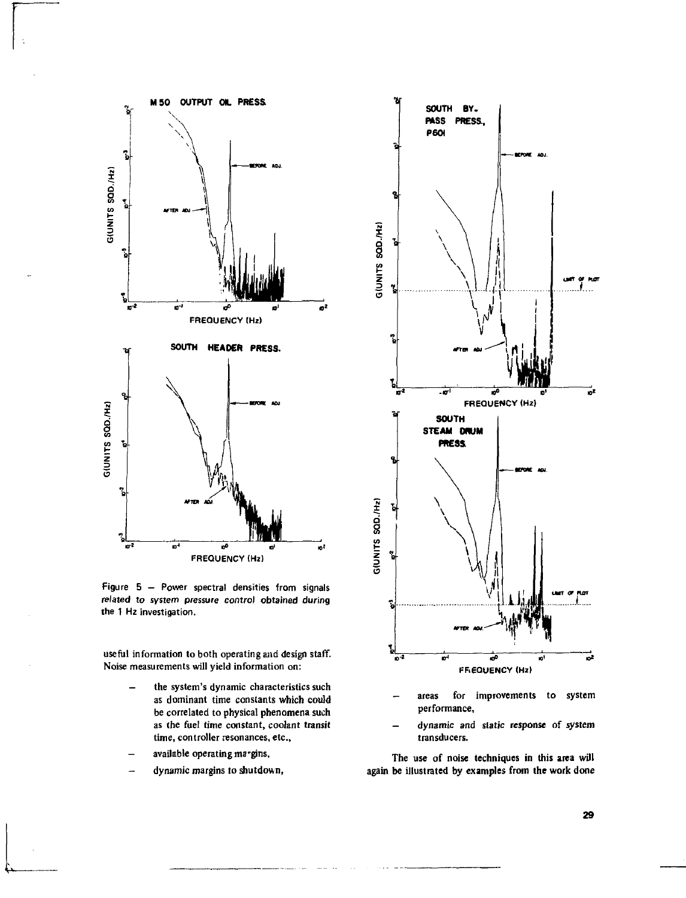Figure 5 – Power spectral densities from signals related to system pressure control obtained during the 1 Hz investigation.

useful information to both operating and design staff. Noise measurements will yield information on:

- the system's dynamic characteristics such as dominant time constants which could be correlated to physical phenomena such as the fuel time constant, coolant transit time, controller resonances, etc.,
- available operating margins,
- dynamic margins to shutdown,
- areas for improvements to system performance,
- dynamic and static response of system transducers.

The use of noise techniques in this area will again be illustrated by examples from the work done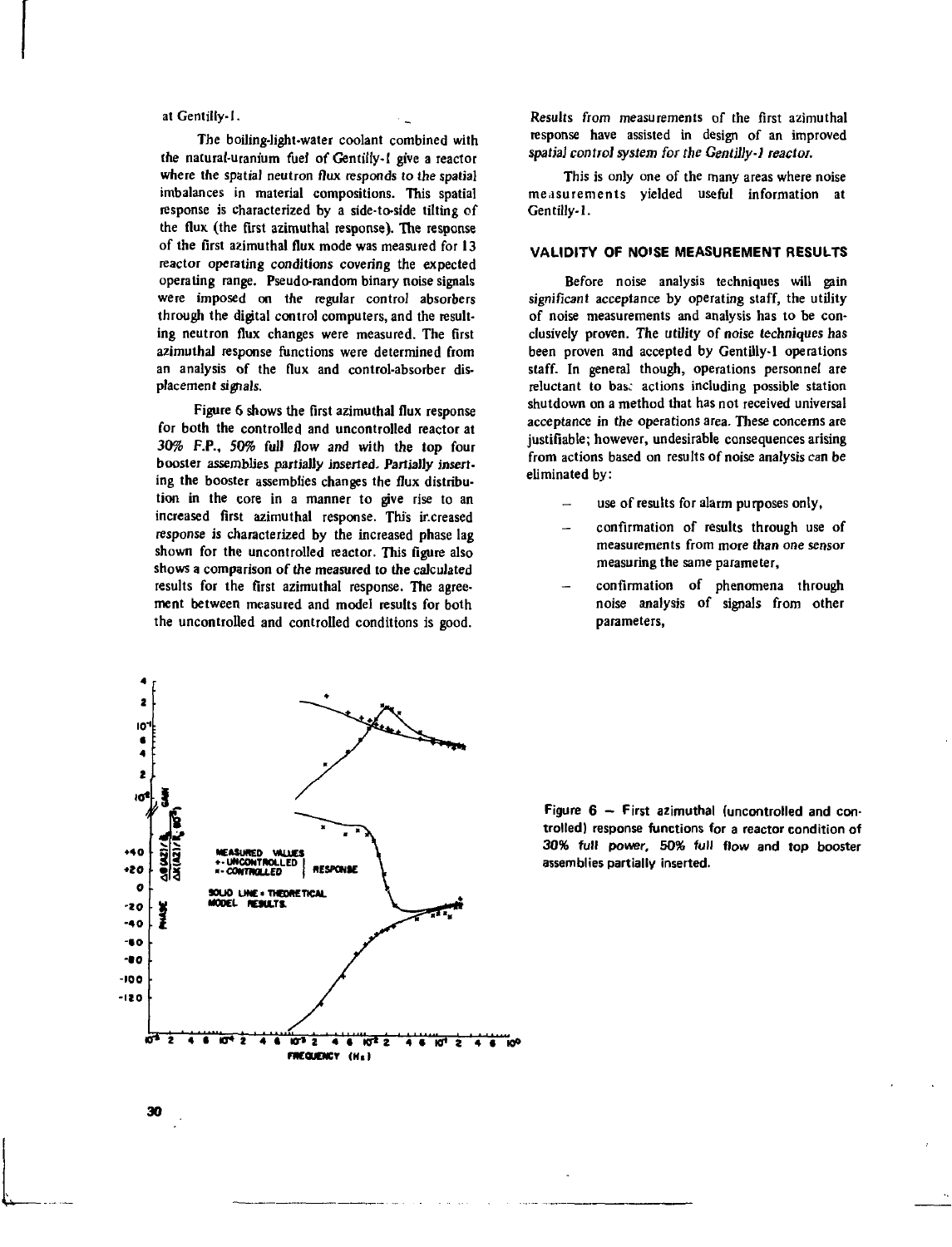at Gentilly-1.

The boiling-light-water coolant combined with the natural-uranium fuel of Gentilly-1 give a reactor where the spatial neutron flux responds to the spatial imbalances in material compositions. This spatial response is characterized by a side-to-side tilting of the flux (the first azimuthal response). The response of the first azimuthal flux mode was measured for 13 reactor operating conditions covering the expected operating range. Pseudo-random binary noise signals were imposed on the regular control absorbers through the digital control computers, and the resulting neutron flux changes were measured. The first azimuthal response functions were determined from an analysis of the flux and control-absorber displacement signals.

Figure 6 shows the first azimuthal flux response for both the controlled and uncontrolled reactor at 30% F.P., 50% full flow and with the top four booster assemblies partially inserted. Partially inserting the booster assemblies changes the flux distribution in the core in a manner to give rise to an increased first azimuthal response. This increased response is characterized by the increased phase lag shown for the uncontrolled reactor. This figure also shows a comparison of the measured to the calculated results for the first azimuthal response. The agreement between measured and model results for both the uncontrolled and controlled conditions is good.

Results from measurements of the first azimuthal response have assisted in design of an improved spatial control system for the Gentilly-1 reactor.

This is only one of the many areas where noise measurements yielded useful information at Gentilly-1.

## VALIDITY OF NOISE MEASUREMENT RESULTS

Before noise analysis techniques will gain significant acceptance by operating staff, the utility of noise measurements and analysis has to be conclusively proven. The utility of noise techniques has been proven and accepted by Gentilly-1 operations staff. In general though, operations personnel are reluctant to base actions including possible station shutdown on a method that has not received universal acceptance in the operations area. These concerns are justifiable; however, undesirable consequences arising from actions based on results of noise analysis can be eliminated by:

- use of results for alarm purposes only,
- confirmation of results through use of measurements from more than one sensor measuring the same parameter,
- confirmation of phenomena through noise analysis of signals from other parameters,

Figure 6 — First azimuthal (uncontrolled and controlled) response functions for a reactor condition of 30% full power, 50% full flow and top booster assemblies partially inserted.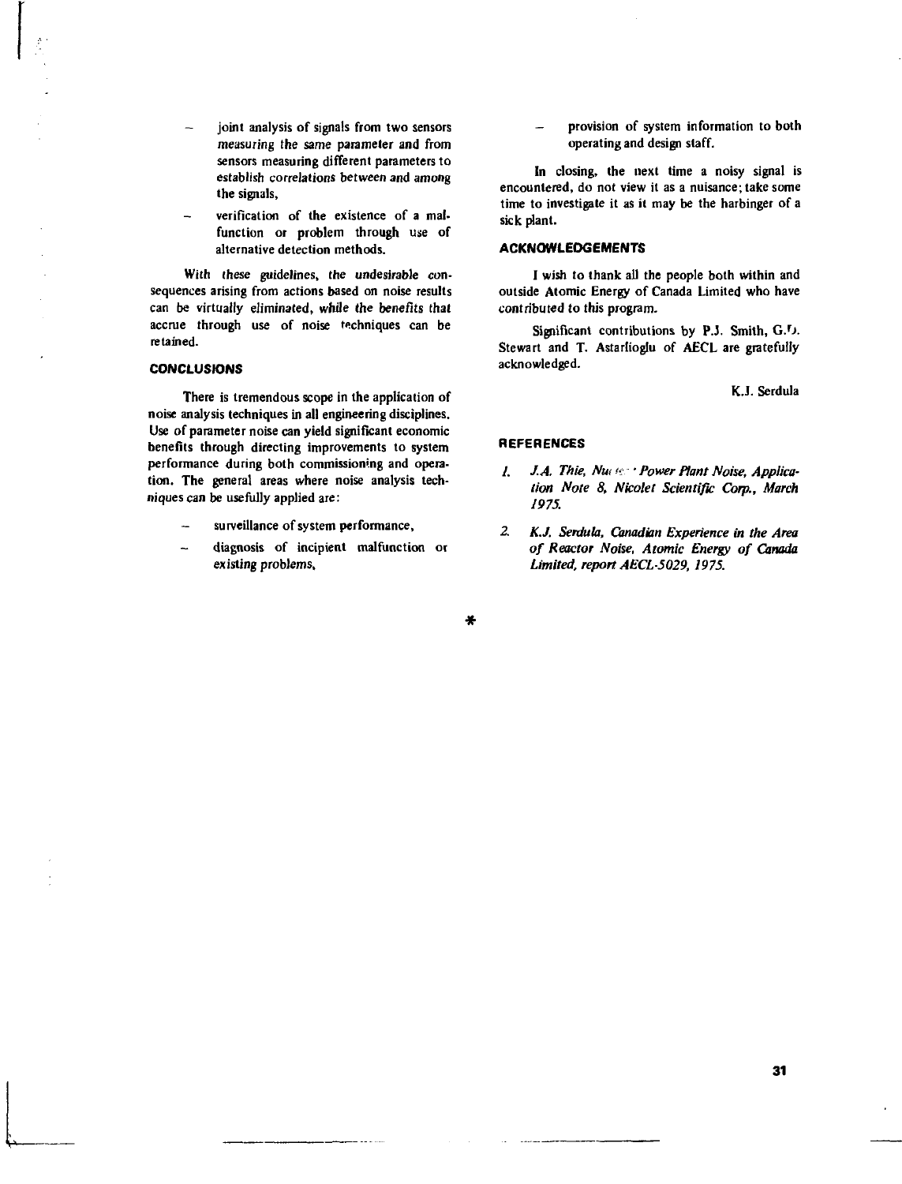- joint analysis of signals from two sensors measuring the same parameter and from sensors measuring different parameters to establish correlations between and among the signals,
- verification of the existence of a malfunction or problem through use of alternative detection methods.

With these guidelines, the undesirable consequences arising from actions based on noise results can be virtually eliminated, while the benefits that accrue through use of noise techniques can be retained.

## CONCLUSIONS

There is tremendous scope in the application of noise analysis techniques in all engineering disciplines. Use of parameter noise can yield significant economic benefits through directing improvements to system performance during both commissioning and operation. The general areas where noise analysis techniques can be usefully applied are:

- surveillance of system performance,
- diagnosis of incipient malfunction or existing problems,
- provision of system information to both operating and design staff.

In closing, the next time a noisy signal is encountered, do not view it as a nuisance; take some time to investigate it as it may be the harbinger of a sick plant.

## ACKNOWLEDGEMENTS

I wish to thank all the people both within and outside Atomic Energy of Canada Limited who have contributed to this program.

Significant contributions by P.J. Smith, G.D. Stewart and T. Astarlioglu of AECL are gratefully acknowledged.

K.J. Serdula

## REFERENCES

1. *J.A. Thie, Nuclear Power Plant Noise, Application Note 8, Nicolet Scientific Corp., March 1975.*
2. *K.J. Serdula, Canadian Experience in the Area of Reactor Noise, Atomic Energy of Canada Limited, report AECL-5029, 1975.*

*